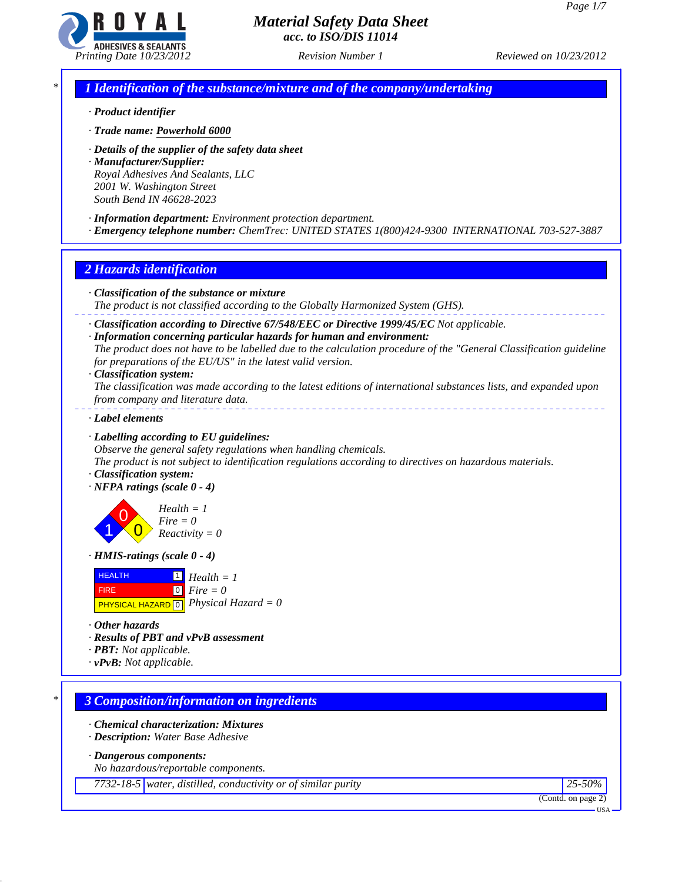# Material Safety Data Sheet
## acc. to ISO/DIS 11014

Printing Date 10/23/2012 Revision Number 1 Reviewed on 10/23/2012

## 1 Identification of the substance/mixture and of the company/undertaking

· **Product identifier**

· **Trade name:** **Powerhold 6000**

· **Details of the supplier of the safety data sheet**
· **Manufacturer/Supplier:**
Royal Adhesives And Sealants, LLC
2001 W. Washington Street
South Bend IN 46628-2023

· **Information department:** Environment protection department.
· **Emergency telephone number:** ChemTrec: UNITED STATES 1(800)424-9300 INTERNATIONAL 703-527-3887

## 2 Hazards identification

· **Classification of the substance or mixture**
The product is not classified according to the Globally Harmonized System (GHS).

· **Classification according to Directive 67/548/EEC or Directive 1999/45/EC** Not applicable.
· **Information concerning particular hazards for human and environment:**
The product does not have to be labelled due to the calculation procedure of the "General Classification guideline for preparations of the EU/US" in the latest valid version.
· **Classification system:**
The classification was made according to the latest editions of international substances lists, and expanded upon from company and literature data.

· **Label elements**

· **Labelling according to EU guidelines:**
Observe the general safety regulations when handling chemicals.
The product is not subject to identification regulations according to directives on hazardous materials.
· **Classification system:**
· **NFPA ratings (scale 0 - 4)**

Health = 1
Fire = 0
Reactivity = 0

· **HMIS-ratings (scale 0 - 4)**

| | | |
|---|---|---|
| HEALTH | 1 | Health = 1 |
| FIRE | 0 | Fire = 0 |
| PHYSICAL HAZARD | 0 | Physical Hazard = 0 |

· **Other hazards**
· **Results of PBT and vPvB assessment**
· **PBT:** Not applicable.
· **vPvB:** Not applicable.

## 3 Composition/information on ingredients

· **Chemical characterization: Mixtures**
· **Description:** Water Base Adhesive

· **Dangerous components:**
No hazardous/reportable components.

| | | |
|---|---|---|
| 7732-18-5 | water, distilled, conductivity or of similar purity | 25-50% |

(Contd. on page 2)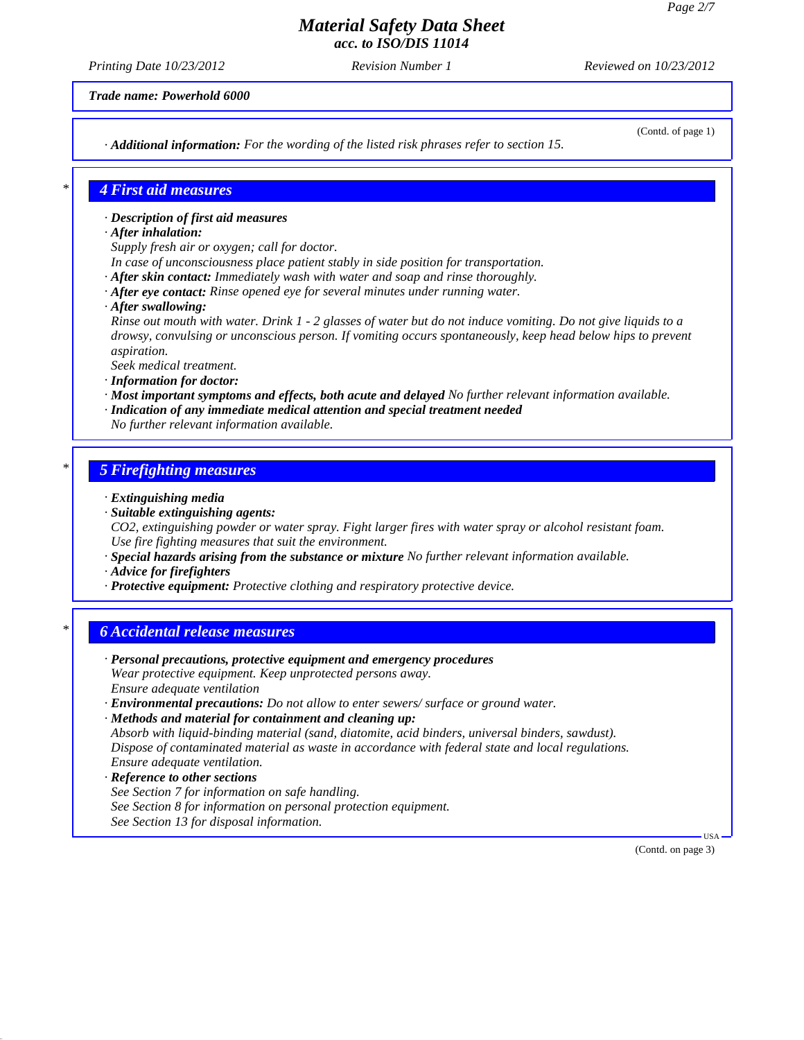*Trade name: Powerhold 6000*

(Contd. of page 1)

· ***Additional information:*** *For the wording of the listed risk phrases refer to section 15.*

## 4 First aid measures

· ***Description of first aid measures***
· ***After inhalation:***
*Supply fresh air or oxygen; call for doctor.*
*In case of unconsciousness place patient stably in side position for transportation.*
· ***After skin contact:*** *Immediately wash with water and soap and rinse thoroughly.*
· ***After eye contact:*** *Rinse opened eye for several minutes under running water.*
· ***After swallowing:***
*Rinse out mouth with water. Drink 1 - 2 glasses of water but do not induce vomiting. Do not give liquids to a drowsy, convulsing or unconscious person. If vomiting occurs spontaneously, keep head below hips to prevent aspiration.*
*Seek medical treatment.*
· ***Information for doctor:***
· ***Most important symptoms and effects, both acute and delayed*** *No further relevant information available.*
· ***Indication of any immediate medical attention and special treatment needed***
*No further relevant information available.*

## 5 Firefighting measures

· ***Extinguishing media***
· ***Suitable extinguishing agents:***
*$CO_2$, extinguishing powder or water spray. Fight larger fires with water spray or alcohol resistant foam.*
*Use fire fighting measures that suit the environment.*
· ***Special hazards arising from the substance or mixture*** *No further relevant information available.*
· ***Advice for firefighters***
· ***Protective equipment:*** *Protective clothing and respiratory protective device.*

## 6 Accidental release measures

· ***Personal precautions, protective equipment and emergency procedures***
*Wear protective equipment. Keep unprotected persons away.*
*Ensure adequate ventilation*
· ***Environmental precautions:*** *Do not allow to enter sewers/ surface or ground water.*
· ***Methods and material for containment and cleaning up:***
*Absorb with liquid-binding material (sand, diatomite, acid binders, universal binders, sawdust).*
*Dispose of contaminated material as waste in accordance with federal state and local regulations.*
*Ensure adequate ventilation.*
· ***Reference to other sections***
*See Section 7 for information on safe handling.*
*See Section 8 for information on personal protection equipment.*
*See Section 13 for disposal information.*

(Contd. on page 3)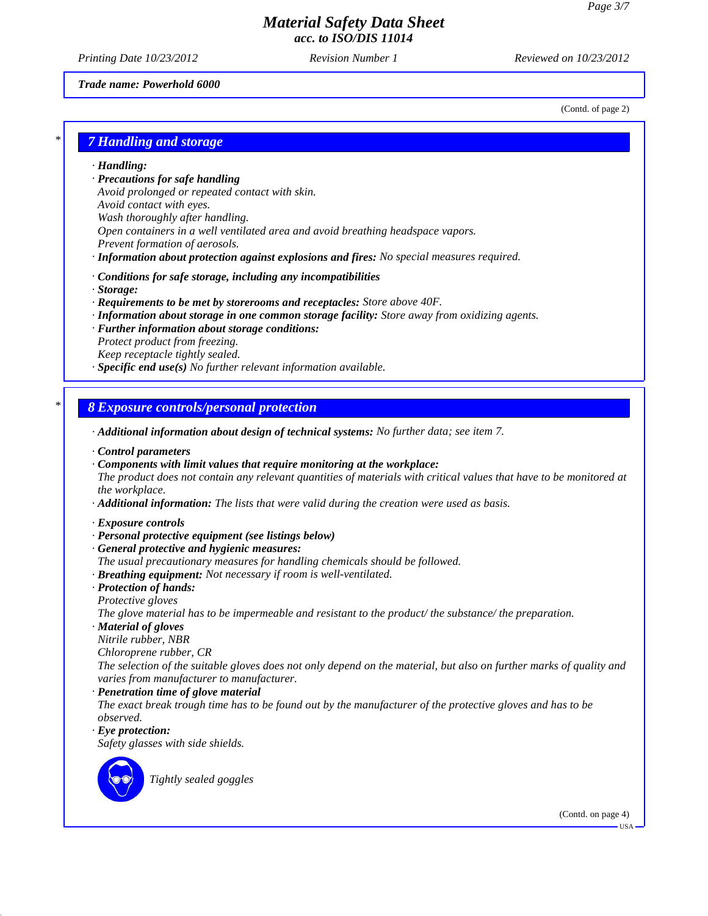Trade name: Powerhold 6000

(Contd. of page 2)

## 7 Handling and storage

· **Handling:**
· **Precautions for safe handling**
Avoid prolonged or repeated contact with skin.
Avoid contact with eyes.
Wash thoroughly after handling.
Open containers in a well ventilated area and avoid breathing headspace vapors.
Prevent formation of aerosols.
· **Information about protection against explosions and fires:** No special measures required.

· **Conditions for safe storage, including any incompatibilities**
· **Storage:**
· **Requirements to be met by storerooms and receptacles:** Store above 40F.
· **Information about storage in one common storage facility:** Store away from oxidizing agents.
· **Further information about storage conditions:**
Protect product from freezing.
Keep receptacle tightly sealed.
· **Specific end use(s)** No further relevant information available.

## 8 Exposure controls/personal protection

· **Additional information about design of technical systems:** No further data; see item 7.

· **Control parameters**
· **Components with limit values that require monitoring at the workplace:**
The product does not contain any relevant quantities of materials with critical values that have to be monitored at the workplace.
· **Additional information:** The lists that were valid during the creation were used as basis.

· **Exposure controls**
· **Personal protective equipment (see listings below)**
· **General protective and hygienic measures:**
The usual precautionary measures for handling chemicals should be followed.
· **Breathing equipment:** Not necessary if room is well-ventilated.
· **Protection of hands:**
Protective gloves
The glove material has to be impermeable and resistant to the product/ the substance/ the preparation.
· **Material of gloves**
Nitrile rubber, NBR
Chloroprene rubber, CR
The selection of the suitable gloves does not only depend on the material, but also on further marks of quality and varies from manufacturer to manufacturer.
· **Penetration time of glove material**
The exact break trough time has to be found out by the manufacturer of the protective gloves and has to be observed.
· **Eye protection:**
Safety glasses with side shields.

Tightly sealed goggles

(Contd. on page 4)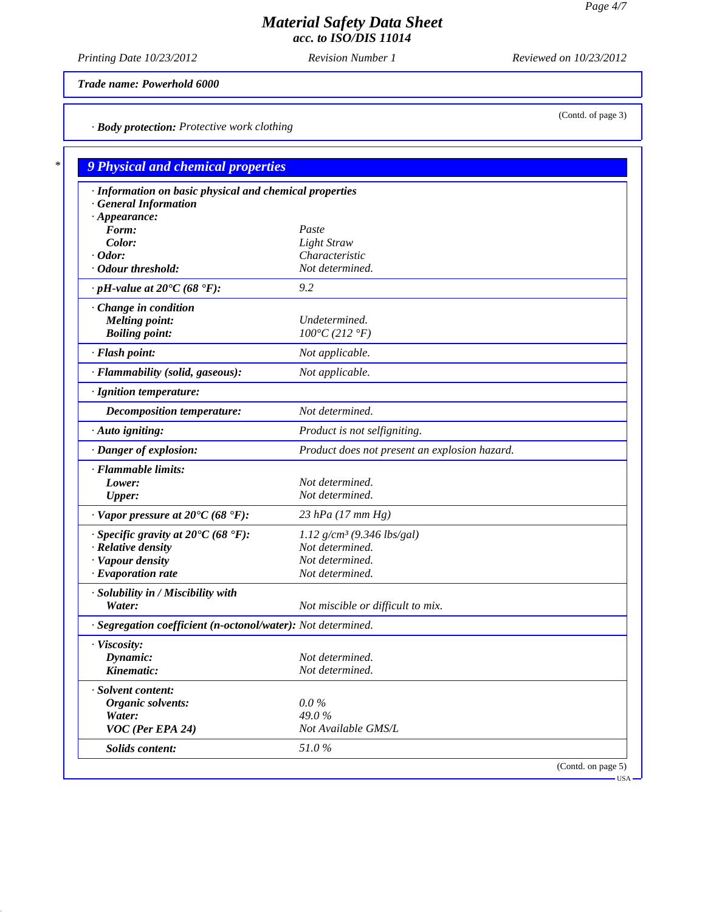Trade name: Powerhold 6000

(Contd. of page 3)

· **Body protection:** *Protective work clothing*

## 9 Physical and chemical properties

| | |
|---|---|
| · **Information on basic physical and chemical properties** | |
| · **General Information** | |
| · **Appearance:** | |
| **Form:** | Paste |
| **Color:** | Light Straw |
| · **Odor:** | Characteristic |
| · **Odour threshold:** | Not determined. |
| · **pH-value at 20°C (68 °F):** | 9.2 |
| · **Change in condition** | |
| **Melting point:** | Undetermined. |
| **Boiling point:** | 100°C (212 °F) |
| · **Flash point:** | Not applicable. |
| · **Flammability (solid, gaseous):** | Not applicable. |
| · **Ignition temperature:** | |
| **Decomposition temperature:** | Not determined. |
| · **Auto igniting:** | Product is not selfigniting. |
| · **Danger of explosion:** | Product does not present an explosion hazard. |
| · **Flammable limits:** | |
| **Lower:** | Not determined. |
| **Upper:** | Not determined. |
| · **Vapor pressure at 20°C (68 °F):** | 23 hPa (17 mm Hg) |
| · **Specific gravity at 20°C (68 °F):** | 1.12 g/cm³ (9.346 lbs/gal) |
| · **Relative density** | Not determined. |
| · **Vapour density** | Not determined. |
| · **Evaporation rate** | Not determined. |
| · **Solubility in / Miscibility with** | |
| **Water:** | Not miscible or difficult to mix. |
| · **Segregation coefficient (n-octonol/water):** | Not determined. |
| · **Viscosity:** | |
| **Dynamic:** | Not determined. |
| **Kinematic:** | Not determined. |
| · **Solvent content:** | |
| **Organic solvents:** | 0.0 % |
| **Water:** | 49.0 % |
| **VOC (Per EPA 24)** | Not Available GMS/L |
| **Solids content:** | 51.0 % |

(Contd. on page 5)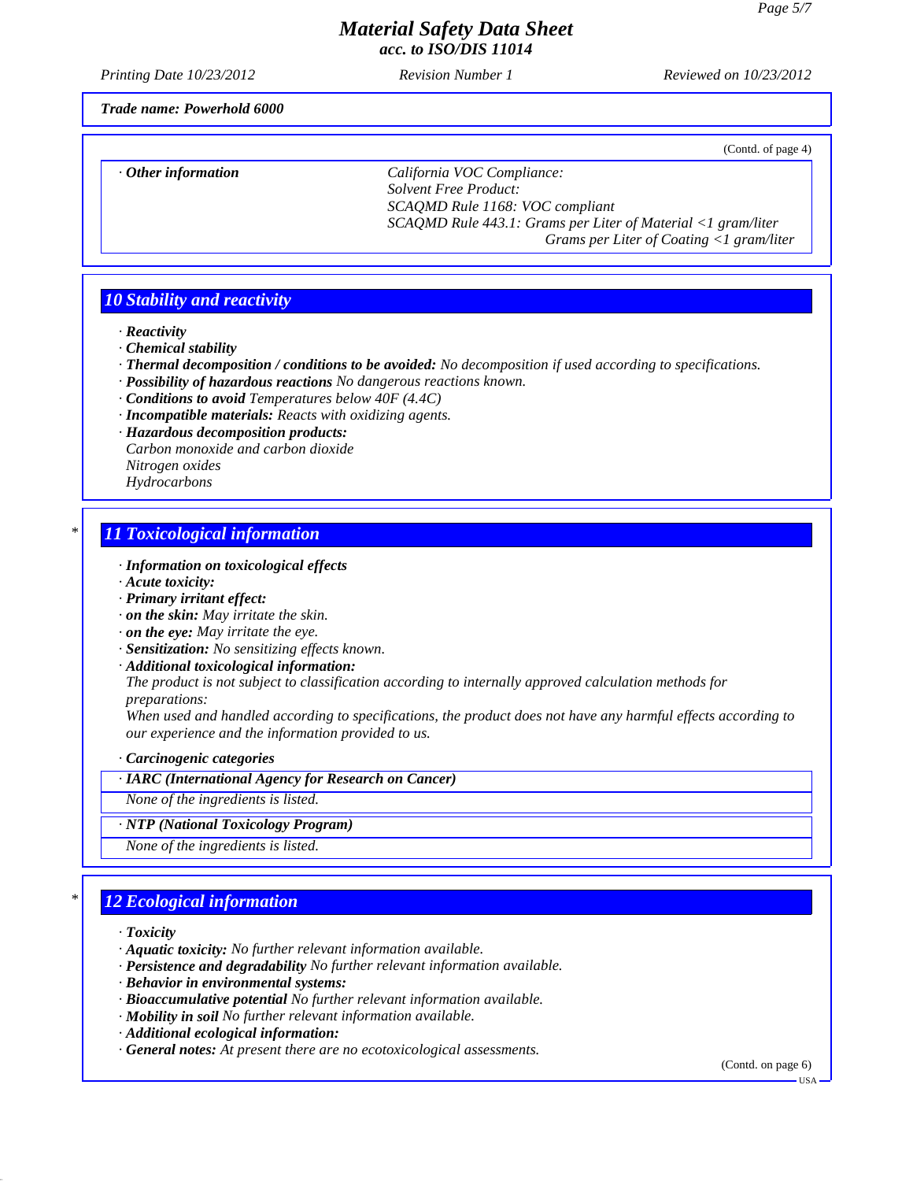(Contd. of page 4)

| | |
|---|---|
| · **Other information** | California VOC Compliance: Solvent Free Product: SCAQMD Rule 1168: VOC compliant SCAQMD Rule 443.1: Grams per Liter of Material <1 gram/liter Grams per Liter of Coating <1 gram/liter |

## 10 Stability and reactivity

· **Reactivity**
· **Chemical stability**
· **Thermal decomposition / conditions to be avoided:** No decomposition if used according to specifications.
· **Possibility of hazardous reactions** No dangerous reactions known.
· **Conditions to avoid** Temperatures below 40F (4.4C)
· **Incompatible materials:** Reacts with oxidizing agents.
· **Hazardous decomposition products:**
Carbon monoxide and carbon dioxide
Nitrogen oxides
Hydrocarbons

## * 11 Toxicological information

· **Information on toxicological effects**
· **Acute toxicity:**
· **Primary irritant effect:**
· **on the skin:** May irritate the skin.
· **on the eye:** May irritate the eye.
· **Sensitization:** No sensitizing effects known.
· **Additional toxicological information:**
The product is not subject to classification according to internally approved calculation methods for preparations:
When used and handled according to specifications, the product does not have any harmful effects according to our experience and the information provided to us.

· **Carcinogenic categories**

| · IARC (International Agency for Research on Cancer) |
|---|
| None of the ingredients is listed. |

| · NTP (National Toxicology Program) |
|---|
| None of the ingredients is listed. |

## * 12 Ecological information

· **Toxicity**
· **Aquatic toxicity:** No further relevant information available.
· **Persistence and degradability** No further relevant information available.
· **Behavior in environmental systems:**
· **Bioaccumulative potential** No further relevant information available.
· **Mobility in soil** No further relevant information available.
· **Additional ecological information:**
· **General notes:** At present there are no ecotoxicological assessments.

(Contd. on page 6)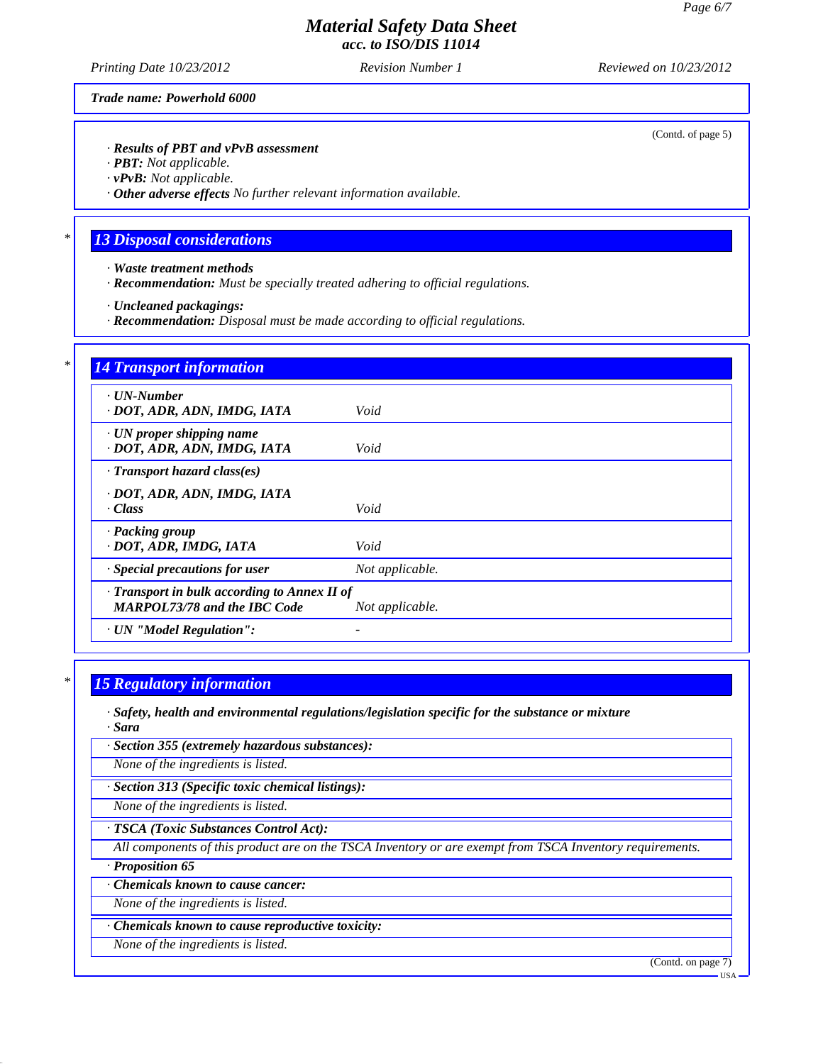(Contd. of page 5)

· **Results of PBT and vPvB assessment**
· **PBT:** Not applicable.
· **vPvB:** Not applicable.
· **Other adverse effects** No further relevant information available.

## 13 Disposal considerations

· **Waste treatment methods**
· **Recommendation:** Must be specially treated adhering to official regulations.

· **Uncleaned packagings:**
· **Recommendation:** Disposal must be made according to official regulations.

## 14 Transport information

| | |
|---|---|
| · **UN-Number**<br>· **DOT, ADR, ADN, IMDG, IATA** | Void |
| · **UN proper shipping name**<br>· **DOT, ADR, ADN, IMDG, IATA** | Void |
| · **Transport hazard class(es)**<br>· **DOT, ADR, ADN, IMDG, IATA**<br>· **Class** | Void |
| · **Packing group**<br>· **DOT, ADR, IMDG, IATA** | Void |
| · **Special precautions for user** | Not applicable. |
| · **Transport in bulk according to Annex II of MARPOL73/78 and the IBC Code** | Not applicable. |
| · **UN "Model Regulation":** | - |

## 15 Regulatory information

· **Safety, health and environmental regulations/legislation specific for the substance or mixture**
· **Sara**

· **Section 355 (extremely hazardous substances):**
None of the ingredients is listed.

· **Section 313 (Specific toxic chemical listings):**
None of the ingredients is listed.

· **TSCA (Toxic Substances Control Act):**
All components of this product are on the TSCA Inventory or are exempt from TSCA Inventory requirements.

· **Proposition 65**

· **Chemicals known to cause cancer:**
None of the ingredients is listed.

· **Chemicals known to cause reproductive toxicity:**
None of the ingredients is listed.

(Contd. on page 7)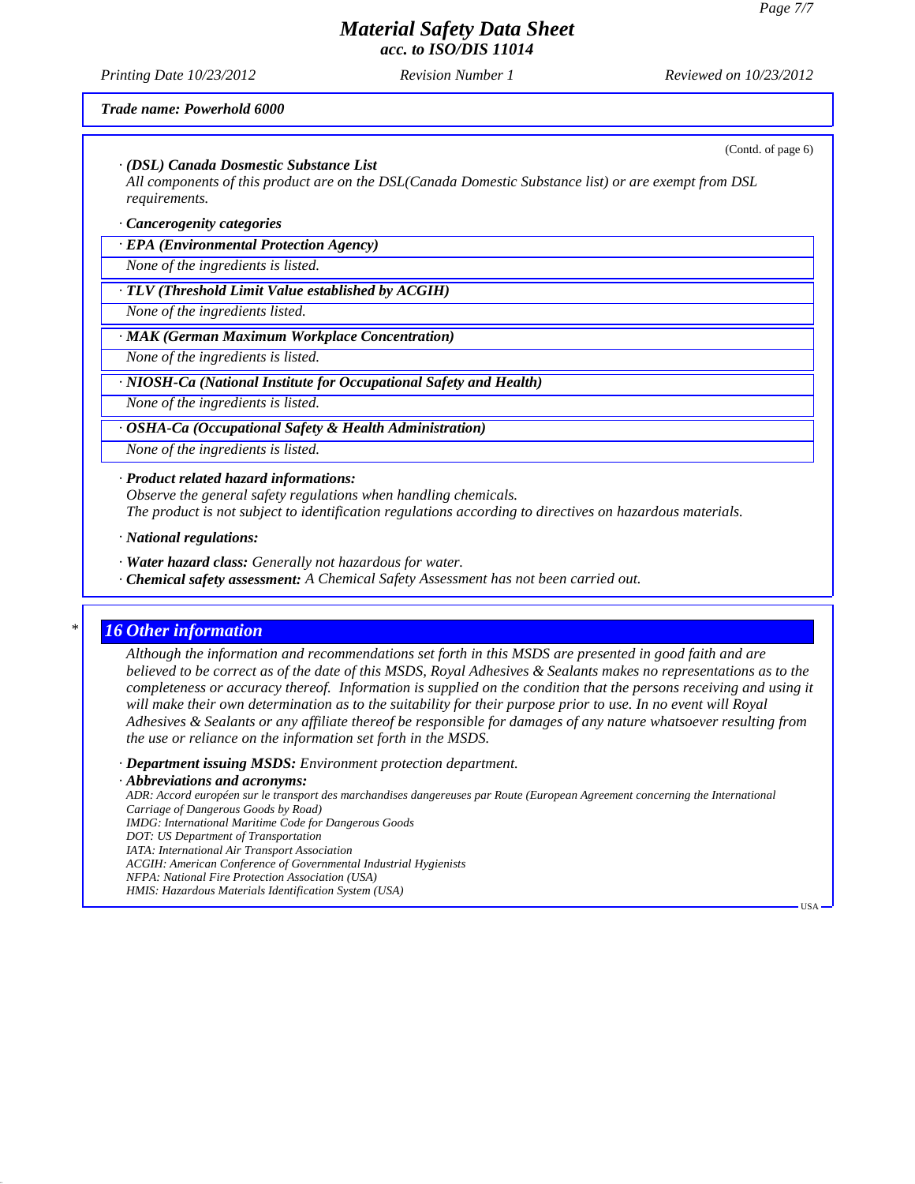(Contd. of page 6)

· ***(DSL) Canada Dosmestic Substance List***
*All components of this product are on the DSL(Canada Domestic Substance list) or are exempt from DSL requirements.*

· ***Cancerogenity categories***

· ***EPA (Environmental Protection Agency)***
*None of the ingredients is listed.*

· ***TLV (Threshold Limit Value established by ACGIH)***
*None of the ingredients listed.*

· ***MAK (German Maximum Workplace Concentration)***
*None of the ingredients is listed.*

· ***NIOSH-Ca (National Institute for Occupational Safety and Health)***
*None of the ingredients is listed.*

· ***OSHA-Ca (Occupational Safety & Health Administration)***
*None of the ingredients is listed.*

· ***Product related hazard informations:***
*Observe the general safety regulations when handling chemicals.*
*The product is not subject to identification regulations according to directives on hazardous materials.*

· ***National regulations:***

· ***Water hazard class:*** *Generally not hazardous for water.*
· ***Chemical safety assessment:*** *A Chemical Safety Assessment has not been carried out.*

\* 

## *16 Other information*

*Although the information and recommendations set forth in this MSDS are presented in good faith and are believed to be correct as of the date of this MSDS, Royal Adhesives & Sealants makes no representations as to the completeness or accuracy thereof. Information is supplied on the condition that the persons receiving and using it will make their own determination as to the suitability for their purpose prior to use. In no event will Royal Adhesives & Sealants or any affiliate thereof be responsible for damages of any nature whatsoever resulting from the use or reliance on the information set forth in the MSDS.*

· ***Department issuing MSDS:*** *Environment protection department.*

· ***Abbreviations and acronyms:***
*ADR: Accord européen sur le transport des marchandises dangereuses par Route (European Agreement concerning the International Carriage of Dangerous Goods by Road)*
*IMDG: International Maritime Code for Dangerous Goods*
*DOT: US Department of Transportation*
*IATA: International Air Transport Association*
*ACGIH: American Conference of Governmental Industrial Hygienists*
*NFPA: National Fire Protection Association (USA)*
*HMIS: Hazardous Materials Identification System (USA)*